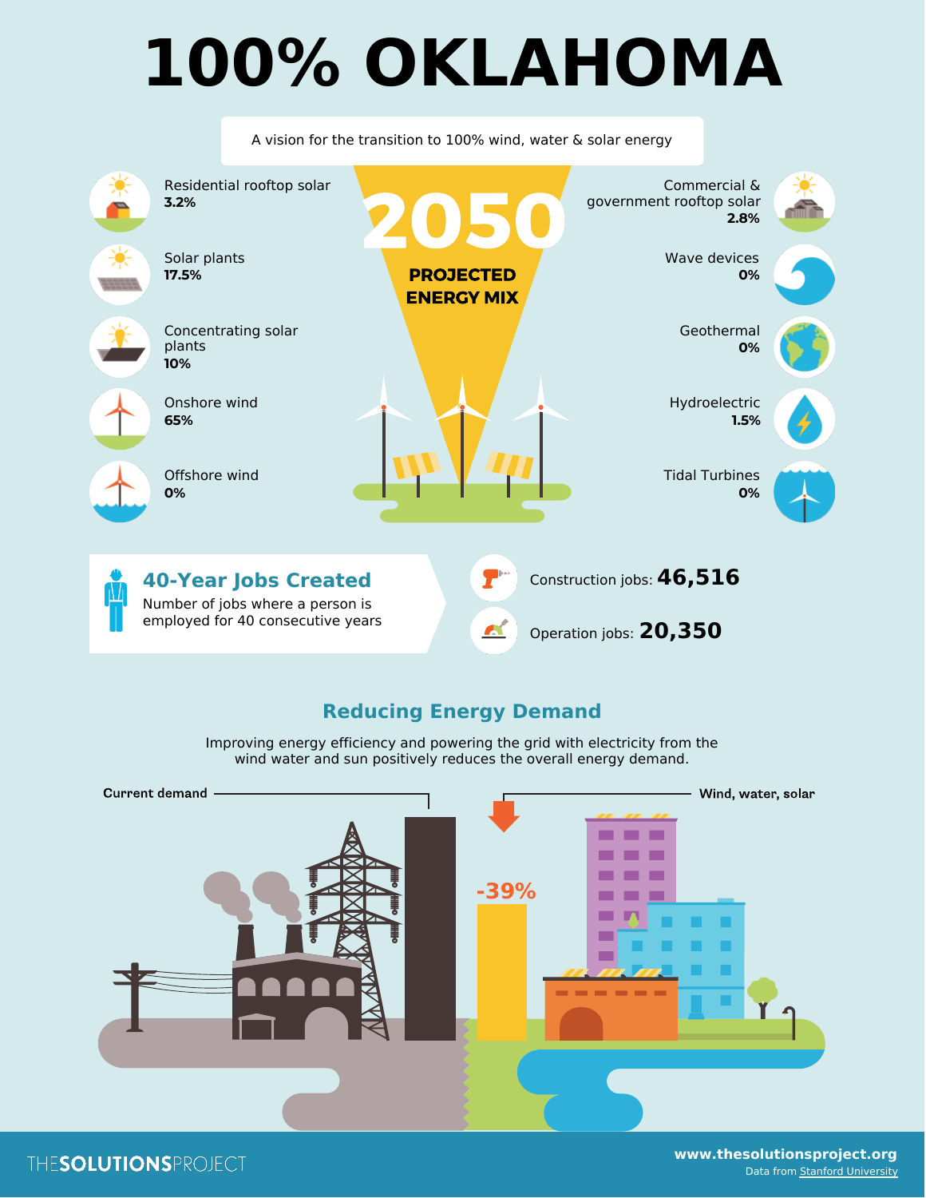# 100% OKLAHOMA

A vision for the transition to 100% wind, water & solar energy

## 2050 PROJECTED ENERGY MIX

Residential rooftop solar
**3.2%**

Solar plants
**17.5%**

Concentrating solar plants
**10%**

Onshore wind
**65%**

Offshore wind
**0%**

Commercial & government rooftop solar
**2.8%**

Wave devices
**0%**

Geothermal
**0%**

Hydroelectric
**1.5%**

Tidal Turbines
**0%**

## 40-Year Jobs Created

Number of jobs where a person is employed for 40 consecutive years

Construction jobs: **46,516**

Operation jobs: **20,350**

## Reducing Energy Demand

Improving energy efficiency and powering the grid with electricity from the wind water and sun positively reduces the overall energy demand.

**Current demand**

**Wind, water, solar**

-39%

THESOLUTIONSPROJECT

**www.thesolutionsproject.org**
Data from Stanford University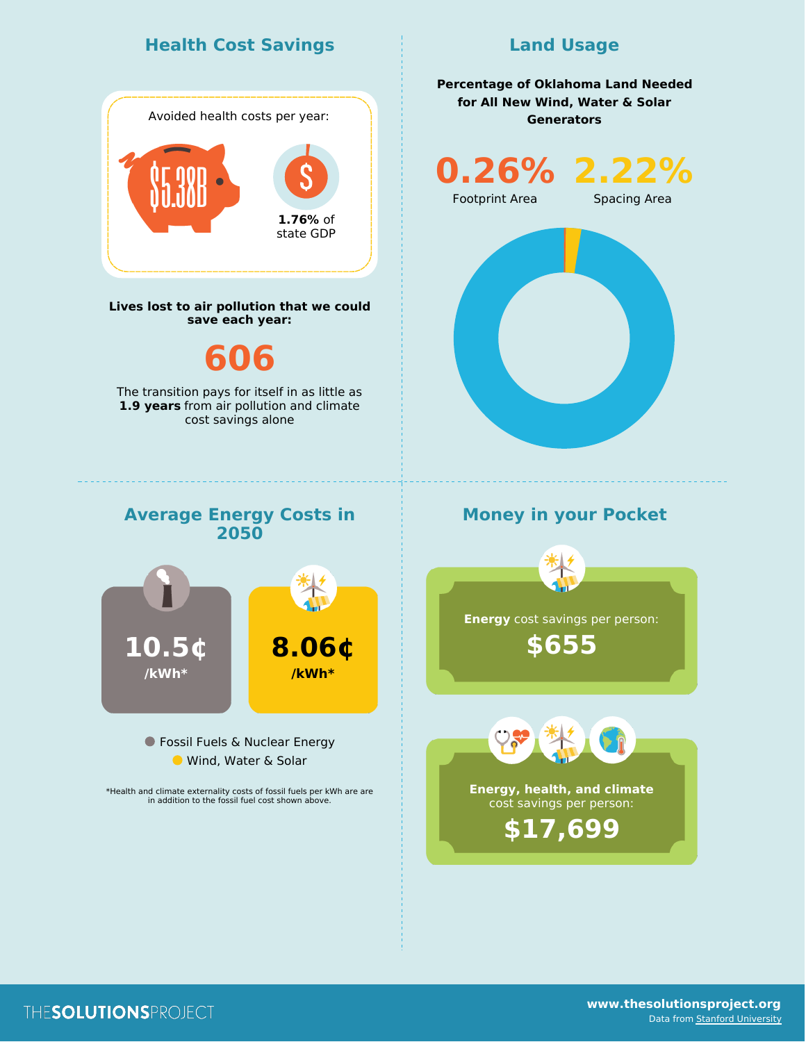## Health Cost Savings

Avoided health costs per year:

$5.38B

**1.76%** of state GDP

**Lives lost to air pollution that we could save each year:**

**606**

The transition pays for itself in as little as **1.9 years** from air pollution and climate cost savings alone

## Land Usage

**Percentage of Oklahoma Land Needed for All New Wind, Water & Solar Generators**

**0.26%** Footprint Area

**2.22%** Spacing Area

## Average Energy Costs in 2050

**10.5¢ /kWh***

**8.06¢ /kWh***

Fossil Fuels & Nuclear Energy

Wind, Water & Solar

*Health and climate externality costs of fossil fuels per kWh are are in addition to the fossil fuel cost shown above.

## Money in your Pocket

**Energy** cost savings per person:

**$655**

**Energy, health, and climate** cost savings per person:

**$17,699**

THESOLUTIONSPROJECT

**www.thesolutionsproject.org**

Data from Stanford University